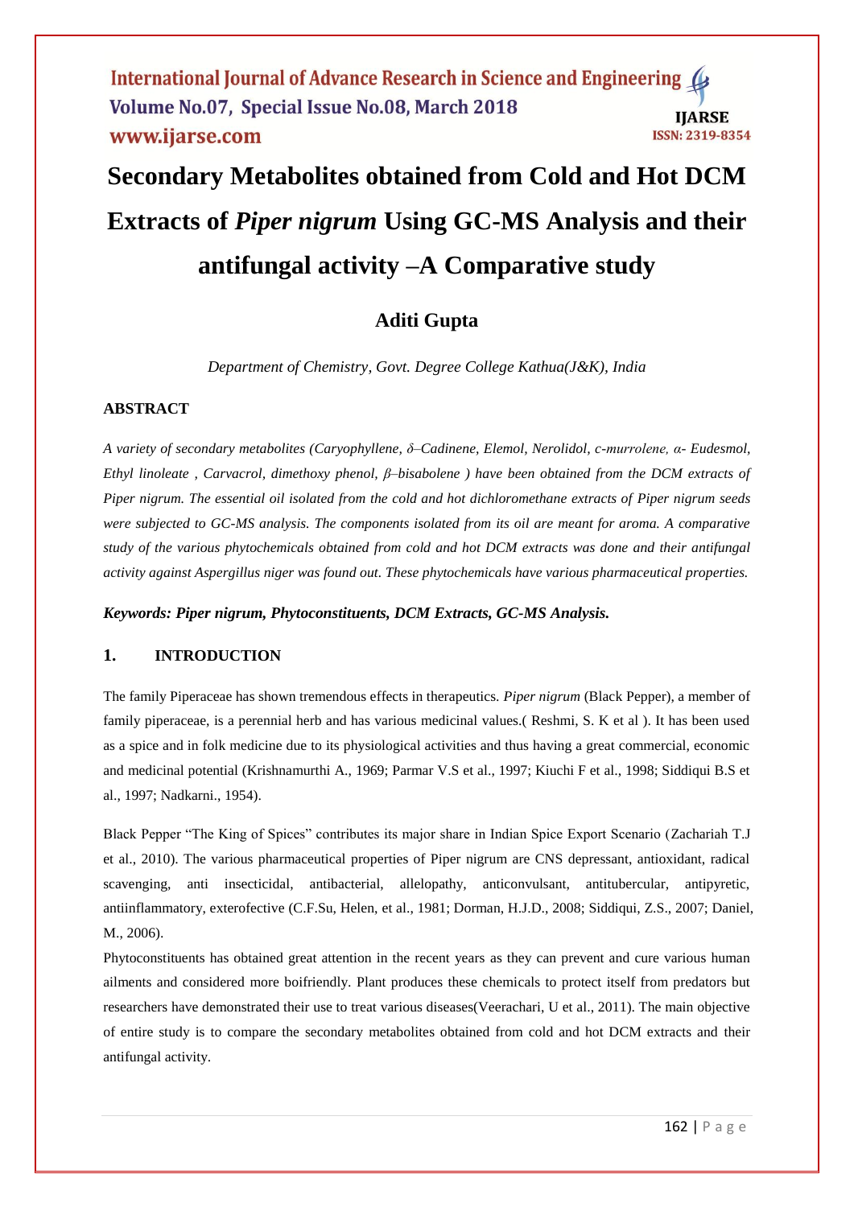# Secondary Metabolites obtained from Cold and Hot DCM Extracts of *Piper nigrum* Using GC-MS Analysis and their antifungal activity –A Comparative study

## Aditi Gupta

*Department of Chemistry, Govt. Degree College Kathua(J&K), India*

### ABSTRACT

*A variety of secondary metabolites (Caryophyllene, δ–Cadinene, Elemol, Nerolidol, c-murrolene, α- Eudesmol, Ethyl linoleate , Carvacrol, dimethoxy phenol, β–bisabolene ) have been obtained from the DCM extracts of Piper nigrum. The essential oil isolated from the cold and hot dichloromethane extracts of Piper nigrum seeds were subjected to GC-MS analysis. The components isolated from its oil are meant for aroma. A comparative study of the various phytochemicals obtained from cold and hot DCM extracts was done and their antifungal activity against Aspergillus niger was found out. These phytochemicals have various pharmaceutical properties.*

***Keywords: Piper nigrum, Phytoconstituents, DCM Extracts, GC-MS Analysis.***

### 1. INTRODUCTION

The family Piperaceae has shown tremendous effects in therapeutics. *Piper nigrum* (Black Pepper), a member of family piperaceae, is a perennial herb and has various medicinal values.( Reshmi, S. K et al ). It has been used as a spice and in folk medicine due to its physiological activities and thus having a great commercial, economic and medicinal potential (Krishnamurthi A., 1969; Parmar V.S et al., 1997; Kiuchi F et al., 1998; Siddiqui B.S et al., 1997; Nadkarni., 1954).

Black Pepper "The King of Spices" contributes its major share in Indian Spice Export Scenario (Zachariah T.J et al., 2010). The various pharmaceutical properties of Piper nigrum are CNS depressant, antioxidant, radical scavenging, anti insecticidal, antibacterial, allelopathy, anticonvulsant, antitubercular, antipyretic, antiinflammatory, exterofective (C.F.Su, Helen, et al., 1981; Dorman, H.J.D., 2008; Siddiqui, Z.S., 2007; Daniel, M., 2006).

Phytoconstituents has obtained great attention in the recent years as they can prevent and cure various human ailments and considered more boifriendly. Plant produces these chemicals to protect itself from predators but researchers have demonstrated their use to treat various diseases(Veerachari, U et al., 2011). The main objective of entire study is to compare the secondary metabolites obtained from cold and hot DCM extracts and their antifungal activity.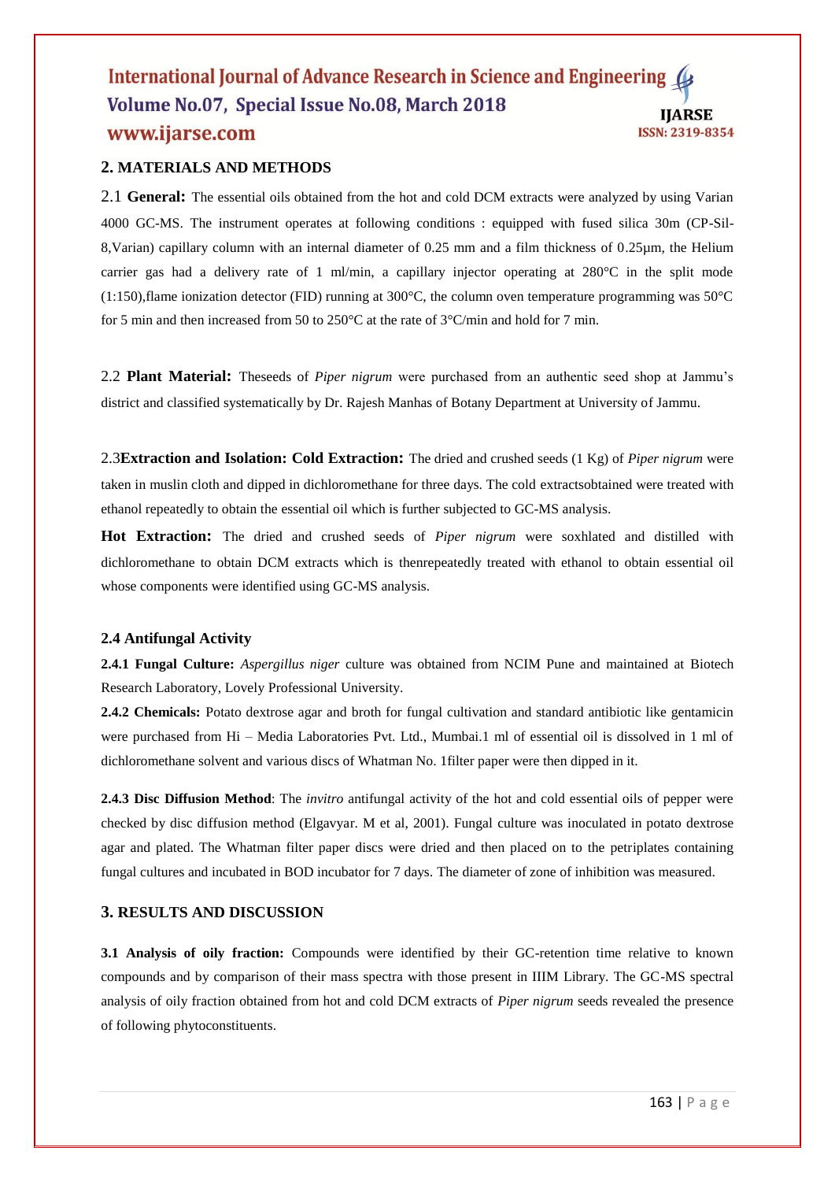## 2. MATERIALS AND METHODS

2.1 **General:** The essential oils obtained from the hot and cold DCM extracts were analyzed by using Varian 4000 GC-MS. The instrument operates at following conditions : equipped with fused silica 30m (CP-Sil-8,Varian) capillary column with an internal diameter of 0.25 mm and a film thickness of 0.25µm, the Helium carrier gas had a delivery rate of 1 ml/min, a capillary injector operating at 280°C in the split mode (1:150),flame ionization detector (FID) running at 300°C, the column oven temperature programming was 50°C for 5 min and then increased from 50 to 250°C at the rate of 3°C/min and hold for 7 min.

2.2 **Plant Material:** Theseeds of *Piper nigrum* were purchased from an authentic seed shop at Jammu's district and classified systematically by Dr. Rajesh Manhas of Botany Department at University of Jammu.

2.3**Extraction and Isolation: Cold Extraction:** The dried and crushed seeds (1 Kg) of *Piper nigrum* were taken in muslin cloth and dipped in dichloromethane for three days. The cold extractsobtained were treated with ethanol repeatedly to obtain the essential oil which is further subjected to GC-MS analysis.

**Hot Extraction:** The dried and crushed seeds of *Piper nigrum* were soxhlated and distilled with dichloromethane to obtain DCM extracts which is thenrepeatedly treated with ethanol to obtain essential oil whose components were identified using GC-MS analysis.

### 2.4 Antifungal Activity

**2.4.1 Fungal Culture:** *Aspergillus niger* culture was obtained from NCIM Pune and maintained at Biotech Research Laboratory, Lovely Professional University.

**2.4.2 Chemicals:** Potato dextrose agar and broth for fungal cultivation and standard antibiotic like gentamicin were purchased from Hi – Media Laboratories Pvt. Ltd., Mumbai.1 ml of essential oil is dissolved in 1 ml of dichloromethane solvent and various discs of Whatman No. 1filter paper were then dipped in it.

**2.4.3 Disc Diffusion Method**: The *invitro* antifungal activity of the hot and cold essential oils of pepper were checked by disc diffusion method (Elgavyar. M et al, 2001). Fungal culture was inoculated in potato dextrose agar and plated. The Whatman filter paper discs were dried and then placed on to the petriplates containing fungal cultures and incubated in BOD incubator for 7 days. The diameter of zone of inhibition was measured.

## 3. RESULTS AND DISCUSSION

**3.1 Analysis of oily fraction:** Compounds were identified by their GC-retention time relative to known compounds and by comparison of their mass spectra with those present in IIIM Library. The GC-MS spectral analysis of oily fraction obtained from hot and cold DCM extracts of *Piper nigrum* seeds revealed the presence of following phytoconstituents.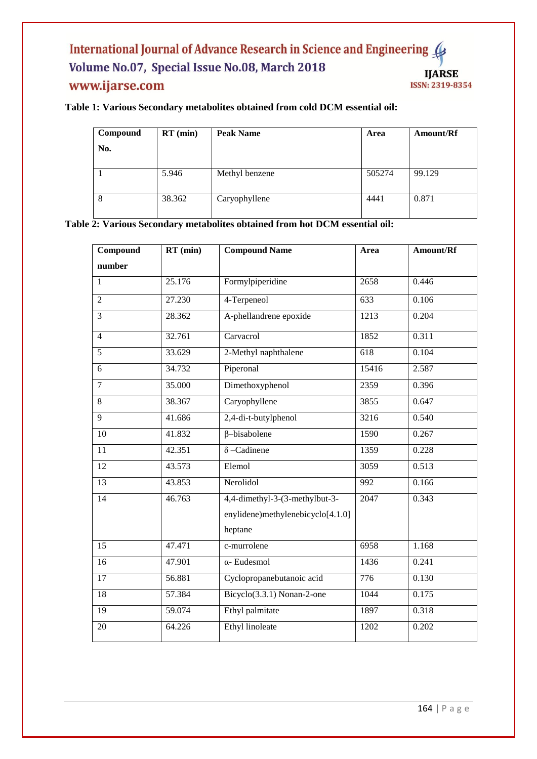**Table 1: Various Secondary metabolites obtained from cold DCM essential oil:**

| Compound No. | RT (min) | Peak Name | Area | Amount/Rf |
|---|---|---|---|---|
| 1 | 5.946 | Methyl benzene | 505274 | 99.129 |
| 8 | 38.362 | Caryophyllene | 4441 | 0.871 |

**Table 2: Various Secondary metabolites obtained from hot DCM essential oil:**

| Compound number | RT (min) | Compound Name | Area | Amount/Rf |
|---|---|---|---|---|
| 1 | 25.176 | Formylpiperidine | 2658 | 0.446 |
| 2 | 27.230 | 4-Terpeneol | 633 | 0.106 |
| 3 | 28.362 | A-phellandrene epoxide | 1213 | 0.204 |
| 4 | 32.761 | Carvacrol | 1852 | 0.311 |
| 5 | 33.629 | 2-Methyl naphthalene | 618 | 0.104 |
| 6 | 34.732 | Piperonal | 15416 | 2.587 |
| 7 | 35.000 | Dimethoxyphenol | 2359 | 0.396 |
| 8 | 38.367 | Caryophyllene | 3855 | 0.647 |
| 9 | 41.686 | 2,4-di-t-butylphenol | 3216 | 0.540 |
| 10 | 41.832 | β–bisabolene | 1590 | 0.267 |
| 11 | 42.351 | δ –Cadinene | 1359 | 0.228 |
| 12 | 43.573 | Elemol | 3059 | 0.513 |
| 13 | 43.853 | Nerolidol | 992 | 0.166 |
| 14 | 46.763 | 4,4-dimethyl-3-(3-methylbut-3-enylidene)methylenebicyclo[4.1.0] heptane | 2047 | 0.343 |
| 15 | 47.471 | c-murrolene | 6958 | 1.168 |
| 16 | 47.901 | α- Eudesmol | 1436 | 0.241 |
| 17 | 56.881 | Cyclopropanebutanoic acid | 776 | 0.130 |
| 18 | 57.384 | Bicyclo(3.3.1) Nonan-2-one | 1044 | 0.175 |
| 19 | 59.074 | Ethyl palmitate | 1897 | 0.318 |
| 20 | 64.226 | Ethyl linoleate | 1202 | 0.202 |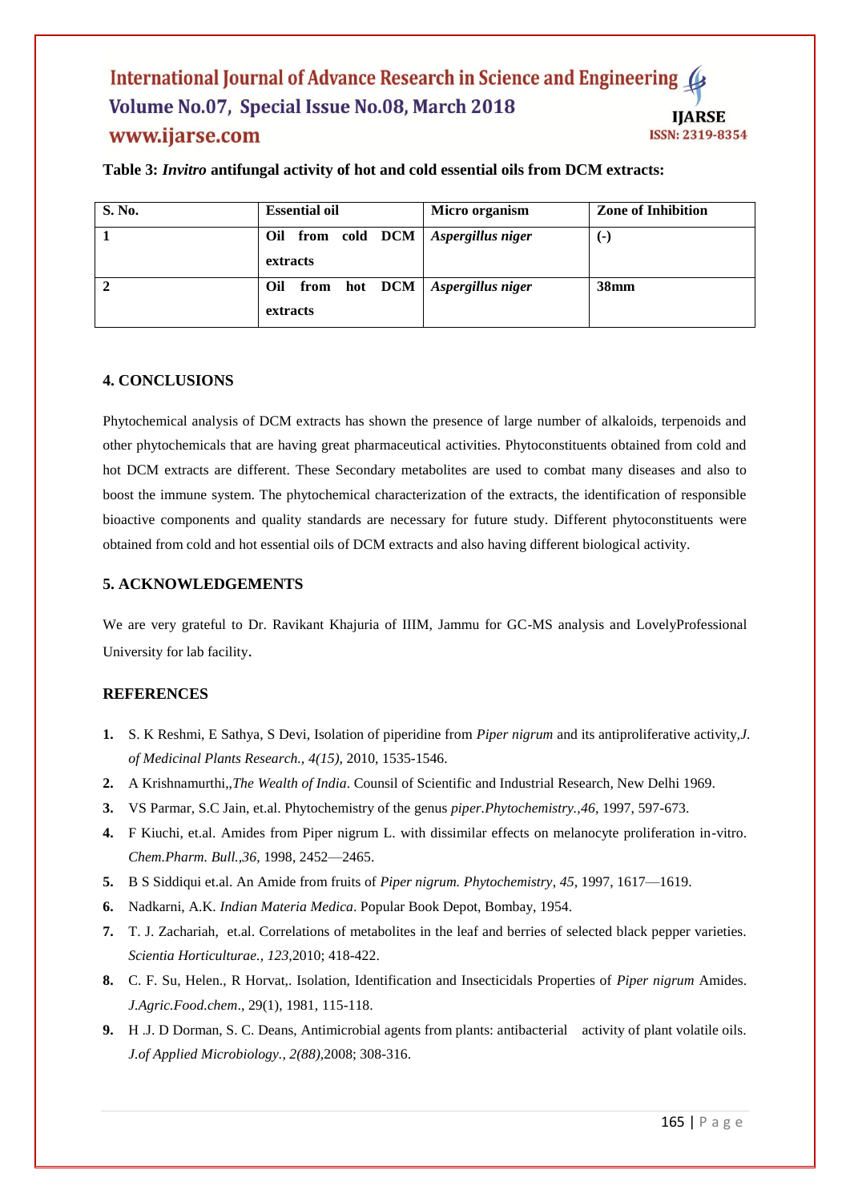**Table 3: *Invitro* antifungal activity of hot and cold essential oils from DCM extracts:**

| S. No. | Essential oil | Micro organism | Zone of Inhibition |
|---|---|---|---|
| **1** | **Oil from cold DCM extracts** | ***Aspergillus niger*** | **(-)** |
| **2** | **Oil from hot DCM extracts** | ***Aspergillus niger*** | **38mm** |

## 4. CONCLUSIONS

Phytochemical analysis of DCM extracts has shown the presence of large number of alkaloids, terpenoids and other phytochemicals that are having great pharmaceutical activities. Phytoconstituents obtained from cold and hot DCM extracts are different. These Secondary metabolites are used to combat many diseases and also to boost the immune system. The phytochemical characterization of the extracts, the identification of responsible bioactive components and quality standards are necessary for future study. Different phytoconstituents were obtained from cold and hot essential oils of DCM extracts and also having different biological activity.

## 5. ACKNOWLEDGEMENTS

We are very grateful to Dr. Ravikant Khajuria of IIIM, Jammu for GC-MS analysis and LovelyProfessional University for lab facility.

## REFERENCES

1. S. K Reshmi, E Sathya, S Devi, Isolation of piperidine from *Piper nigrum* and its antiproliferative activity,*J. of Medicinal Plants Research., 4(15)*, 2010, 1535-1546.
2. A Krishnamurthi,,*The Wealth of India*. Counsil of Scientific and Industrial Research, New Delhi 1969.
3. VS Parmar, S.C Jain, et.al. Phytochemistry of the genus *piper.Phytochemistry.,46,* 1997, 597-673.
4. F Kiuchi, et.al. Amides from Piper nigrum L. with dissimilar effects on melanocyte proliferation in-vitro. *Chem.Pharm. Bull.,36,* 1998, 2452—2465.
5. B S Siddiqui et.al. An Amide from fruits of *Piper nigrum. Phytochemistry, 45*, 1997, 1617—1619.
6. Nadkarni, A.K. *Indian Materia Medica*. Popular Book Depot, Bombay, 1954.
7. T. J. Zachariah, et.al. Correlations of metabolites in the leaf and berries of selected black pepper varieties. *Scientia Horticulturae., 123,*2010; 418-422.
8. C. F. Su, Helen., R Horvat,. Isolation, Identification and Insecticidals Properties of *Piper nigrum* Amides. *J.Agric.Food.chem*., 29(1), 1981, 115-118.
9. H .J. D Dorman, S. C. Deans, Antimicrobial agents from plants: antibacterial activity of plant volatile oils. *J.of Applied Microbiology., 2(88),*2008; 308-316.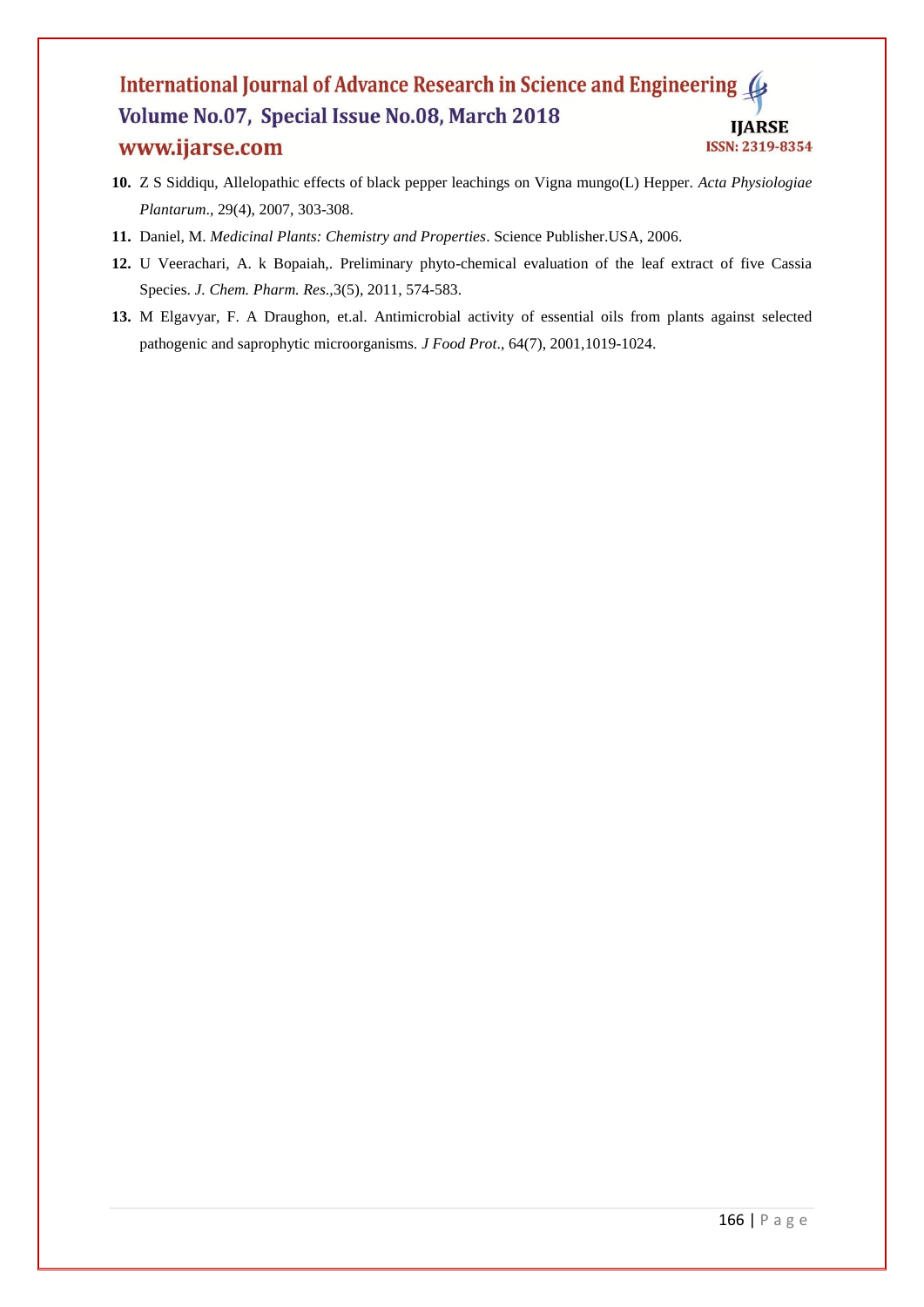10. Z S Siddiqu, Allelopathic effects of black pepper leachings on Vigna mungo(L) Hepper. *Acta Physiologiae Plantarum*., 29(4), 2007, 303-308.
11. Daniel, M. *Medicinal Plants: Chemistry and Properties*. Science Publisher.USA, 2006.
12. U Veerachari, A. k Bopaiah,. Preliminary phyto-chemical evaluation of the leaf extract of five Cassia Species. *J. Chem. Pharm. Res.*,3(5), 2011, 574-583.
13. M Elgavyar, F. A Draughon, et.al. Antimicrobial activity of essential oils from plants against selected pathogenic and saprophytic microorganisms. *J Food Prot*., 64(7), 2001,1019-1024.